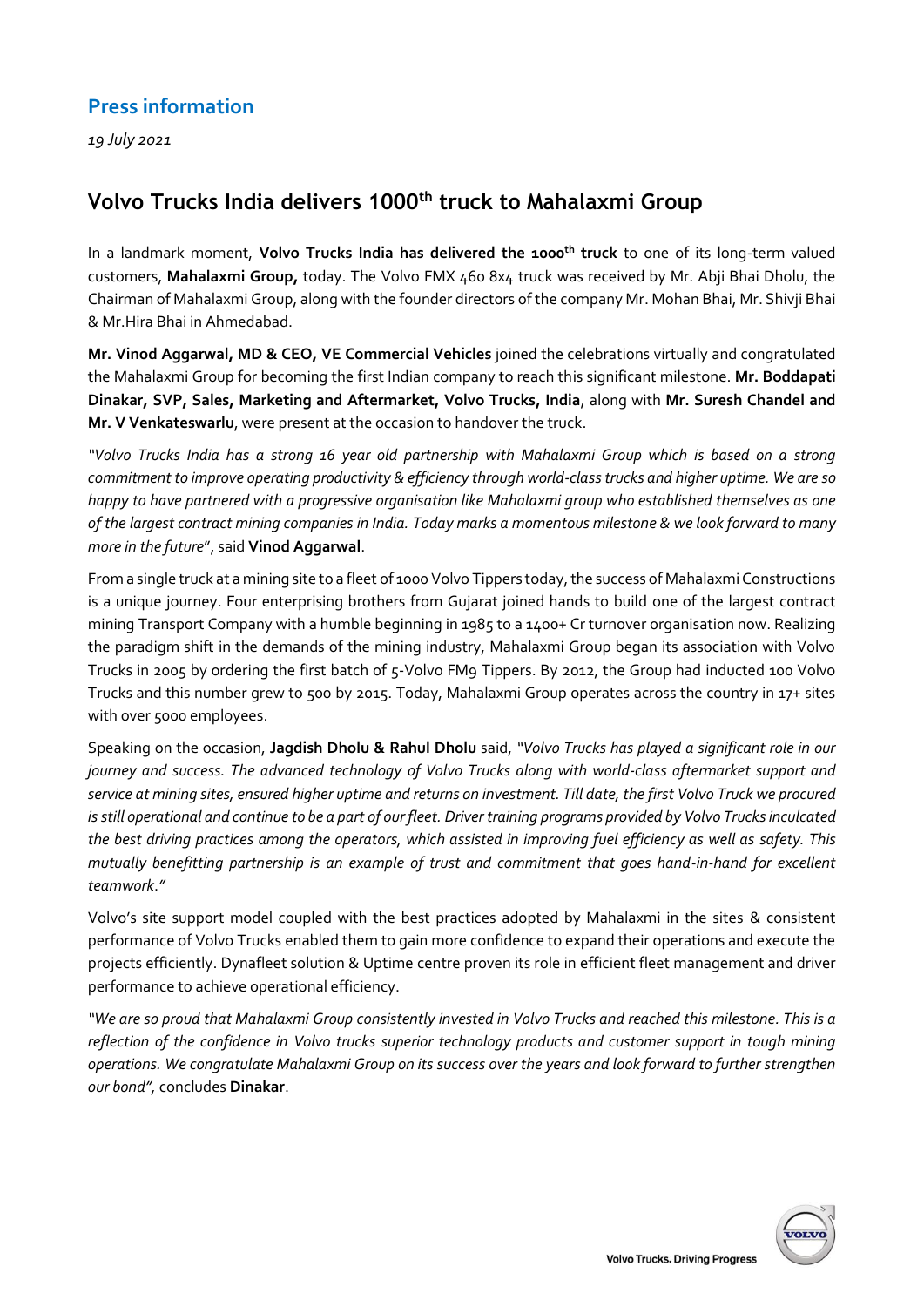## Press information

*19 July 2021*

# Volvo Trucks India delivers 1000th truck to Mahalaxmi Group

In a landmark moment, **Volvo Trucks India has delivered the 1000th truck** to one of its long-term valued customers, **Mahalaxmi Group,** today. The Volvo FMX 460 8x4 truck was received by Mr. Abji Bhai Dholu, the Chairman of Mahalaxmi Group, along with the founder directors of the company Mr. Mohan Bhai, Mr. Shivji Bhai & Mr.Hira Bhai in Ahmedabad.

**Mr. Vinod Aggarwal, MD & CEO, VE Commercial Vehicles** joined the celebrations virtually and congratulated the Mahalaxmi Group for becoming the first Indian company to reach this significant milestone. **Mr. Boddapati Dinakar, SVP, Sales, Marketing and Aftermarket, Volvo Trucks, India**, along with **Mr. Suresh Chandel and Mr. V Venkateswarlu**, were present at the occasion to handover the truck.

*"Volvo Trucks India has a strong 16 year old partnership with Mahalaxmi Group which is based on a strong commitment to improve operating productivity & efficiency through world-class trucks and higher uptime. We are so happy to have partnered with a progressive organisation like Mahalaxmi group who established themselves as one of the largest contract mining companies in India. Today marks a momentous milestone & we look forward to many more in the future*", said **Vinod Aggarwal**.

From a single truck at a mining site to a fleet of 1000 Volvo Tippers today, the success of Mahalaxmi Constructions is a unique journey. Four enterprising brothers from Gujarat joined hands to build one of the largest contract mining Transport Company with a humble beginning in 1985 to a 1400+ Cr turnover organisation now. Realizing the paradigm shift in the demands of the mining industry, Mahalaxmi Group began its association with Volvo Trucks in 2005 by ordering the first batch of 5-Volvo FM9 Tippers. By 2012, the Group had inducted 100 Volvo Trucks and this number grew to 500 by 2015. Today, Mahalaxmi Group operates across the country in 17+ sites with over 5000 employees.

Speaking on the occasion, **Jagdish Dholu & Rahul Dholu** said, *"Volvo Trucks has played a significant role in our journey and success. The advanced technology of Volvo Trucks along with world-class aftermarket support and service at mining sites, ensured higher uptime and returns on investment. Till date, the first Volvo Truck we procured is still operational and continue to be a part of our fleet. Driver training programs provided by Volvo Trucks inculcated the best driving practices among the operators, which assisted in improving fuel efficiency as well as safety. This mutually benefitting partnership is an example of trust and commitment that goes hand-in-hand for excellent teamwork."*

Volvo's site support model coupled with the best practices adopted by Mahalaxmi in the sites & consistent performance of Volvo Trucks enabled them to gain more confidence to expand their operations and execute the projects efficiently. Dynafleet solution & Uptime centre proven its role in efficient fleet management and driver performance to achieve operational efficiency.

*"We are so proud that Mahalaxmi Group consistently invested in Volvo Trucks and reached this milestone. This is a reflection of the confidence in Volvo trucks superior technology products and customer support in tough mining operations. We congratulate Mahalaxmi Group on its success over the years and look forward to further strengthen our bond",* concludes **Dinakar**.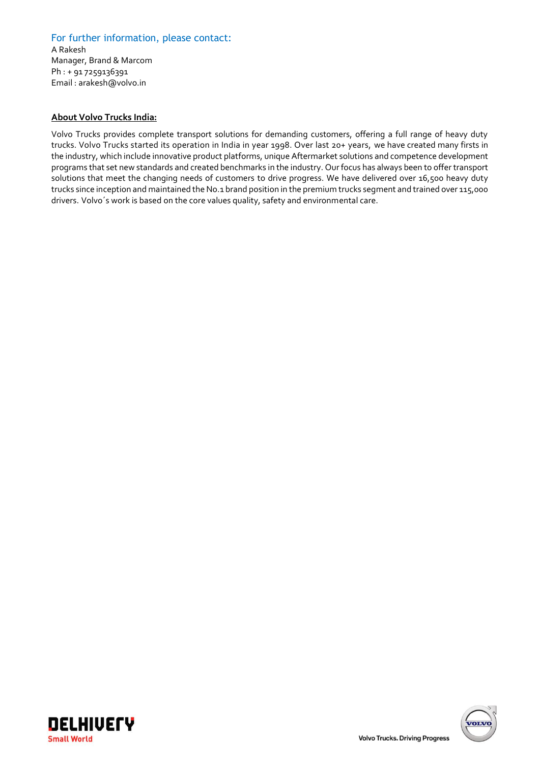For further information, please contact:

A Rakesh
Manager, Brand & Marcom
Ph : + 91 7259136391
Email : arakesh@volvo.in

**About Volvo Trucks India:**

Volvo Trucks provides complete transport solutions for demanding customers, offering a full range of heavy duty trucks. Volvo Trucks started its operation in India in year 1998. Over last 20+ years, we have created many firsts in the industry, which include innovative product platforms, unique Aftermarket solutions and competence development programs that set new standards and created benchmarks in the industry. Our focus has always been to offer transport solutions that meet the changing needs of customers to drive progress. We have delivered over 16,500 heavy duty trucks since inception and maintained the No.1 brand position in the premium trucks segment and trained over 115,000 drivers. Volvo´s work is based on the core values quality, safety and environmental care.